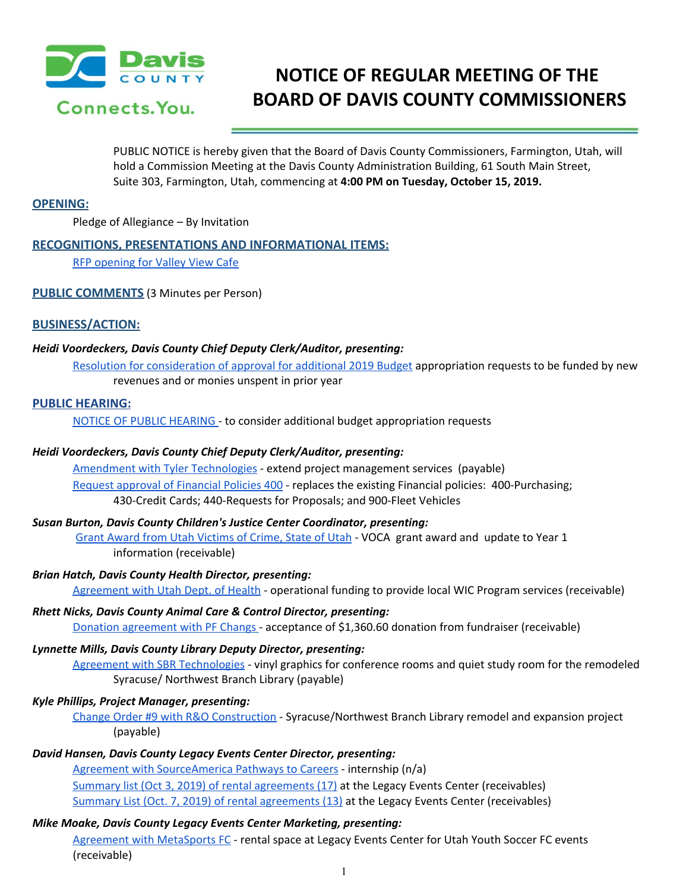# NOTICE OF REGULAR MEETING OF THE BOARD OF DAVIS COUNTY COMMISSIONERS

PUBLIC NOTICE is hereby given that the Board of Davis County Commissioners, Farmington, Utah, will hold a Commission Meeting at the Davis County Administration Building, 61 South Main Street, Suite 303, Farmington, Utah, commencing at **4:00 PM on Tuesday, October 15, 2019.**

## OPENING:

Pledge of Allegiance – By Invitation

## RECOGNITIONS, PRESENTATIONS AND INFORMATIONAL ITEMS:

RFP opening for Valley View Cafe

## PUBLIC COMMENTS (3 Minutes per Person)

## BUSINESS/ACTION:

***Heidi Voordeckers, Davis County Chief Deputy Clerk/Auditor, presenting:***

Resolution for consideration of approval for additional 2019 Budget appropriation requests to be funded by new revenues and or monies unspent in prior year

## PUBLIC HEARING:

NOTICE OF PUBLIC HEARING - to consider additional budget appropriation requests

***Heidi Voordeckers, Davis County Chief Deputy Clerk/Auditor, presenting:***

Amendment with Tyler Technologies - extend project management services (payable)

Request approval of Financial Policies 400 - replaces the existing Financial policies: 400-Purchasing; 430-Credit Cards; 440-Requests for Proposals; and 900-Fleet Vehicles

***Susan Burton, Davis County Children's Justice Center Coordinator, presenting:***

Grant Award from Utah Victims of Crime, State of Utah - VOCA grant award and update to Year 1 information (receivable)

***Brian Hatch, Davis County Health Director, presenting:***

Agreement with Utah Dept. of Health - operational funding to provide local WIC Program services (receivable)

***Rhett Nicks, Davis County Animal Care & Control Director, presenting:***

Donation agreement with PF Changs - acceptance of $1,360.60 donation from fundraiser (receivable)

***Lynnette Mills, Davis County Library Deputy Director, presenting:***

Agreement with SBR Technologies - vinyl graphics for conference rooms and quiet study room for the remodeled Syracuse/ Northwest Branch Library (payable)

***Kyle Phillips, Project Manager, presenting:***

Change Order #9 with R&O Construction - Syracuse/Northwest Branch Library remodel and expansion project (payable)

***David Hansen, Davis County Legacy Events Center Director, presenting:***

Agreement with SourceAmerica Pathways to Careers - internship (n/a)

Summary list (Oct 3, 2019) of rental agreements (17) at the Legacy Events Center (receivables)

Summary List (Oct. 7, 2019) of rental agreements (13) at the Legacy Events Center (receivables)

***Mike Moake, Davis County Legacy Events Center Marketing, presenting:***

Agreement with MetaSports FC - rental space at Legacy Events Center for Utah Youth Soccer FC events (receivable)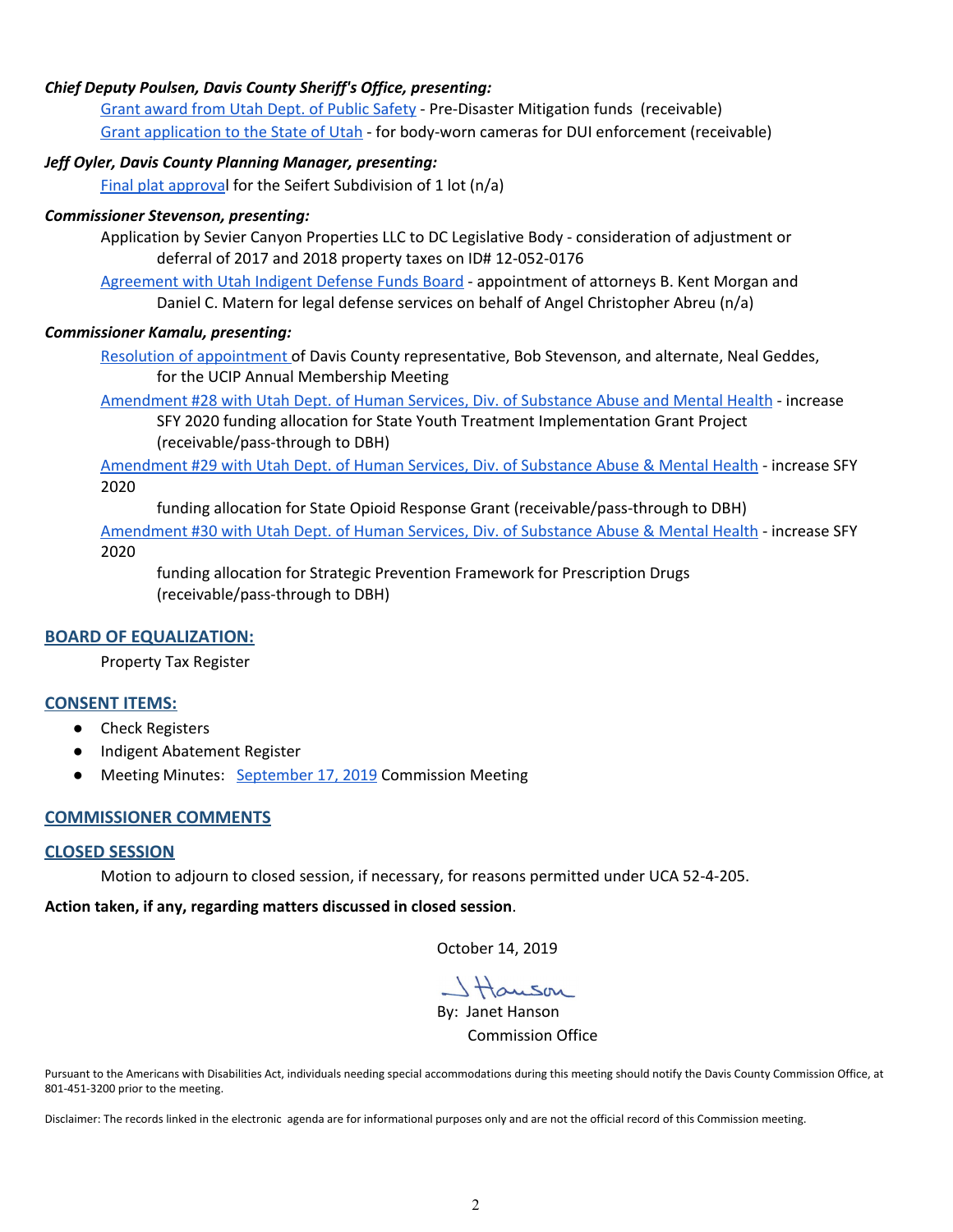***Chief Deputy Poulsen, Davis County Sheriff's Office, presenting:***

Grant award from Utah Dept. of Public Safety - Pre-Disaster Mitigation funds (receivable)

Grant application to the State of Utah - for body-worn cameras for DUI enforcement (receivable)

***Jeff Oyler, Davis County Planning Manager, presenting:***

Final plat approval for the Seifert Subdivision of 1 lot (n/a)

***Commissioner Stevenson, presenting:***

Application by Sevier Canyon Properties LLC to DC Legislative Body - consideration of adjustment or deferral of 2017 and 2018 property taxes on ID# 12-052-0176

Agreement with Utah Indigent Defense Funds Board - appointment of attorneys B. Kent Morgan and Daniel C. Matern for legal defense services on behalf of Angel Christopher Abreu (n/a)

***Commissioner Kamalu, presenting:***

Resolution of appointment of Davis County representative, Bob Stevenson, and alternate, Neal Geddes, for the UCIP Annual Membership Meeting

Amendment #28 with Utah Dept. of Human Services, Div. of Substance Abuse and Mental Health - increase SFY 2020 funding allocation for State Youth Treatment Implementation Grant Project (receivable/pass-through to DBH)

Amendment #29 with Utah Dept. of Human Services, Div. of Substance Abuse & Mental Health - increase SFY 2020 funding allocation for State Opioid Response Grant (receivable/pass-through to DBH)

Amendment #30 with Utah Dept. of Human Services, Div. of Substance Abuse & Mental Health - increase SFY 2020 funding allocation for Strategic Prevention Framework for Prescription Drugs (receivable/pass-through to DBH)

## BOARD OF EQUALIZATION:

Property Tax Register

## CONSENT ITEMS:

- Check Registers
- Indigent Abatement Register
- Meeting Minutes: September 17, 2019 Commission Meeting

## COMMISSIONER COMMENTS

## CLOSED SESSION

Motion to adjourn to closed session, if necessary, for reasons permitted under UCA 52-4-205.

**Action taken, if any, regarding matters discussed in closed session**.

October 14, 2019

J Hanson

By: Janet Hanson
Commission Office

Pursuant to the Americans with Disabilities Act, individuals needing special accommodations during this meeting should notify the Davis County Commission Office, at 801-451-3200 prior to the meeting.

Disclaimer: The records linked in the electronic agenda are for informational purposes only and are not the official record of this Commission meeting.